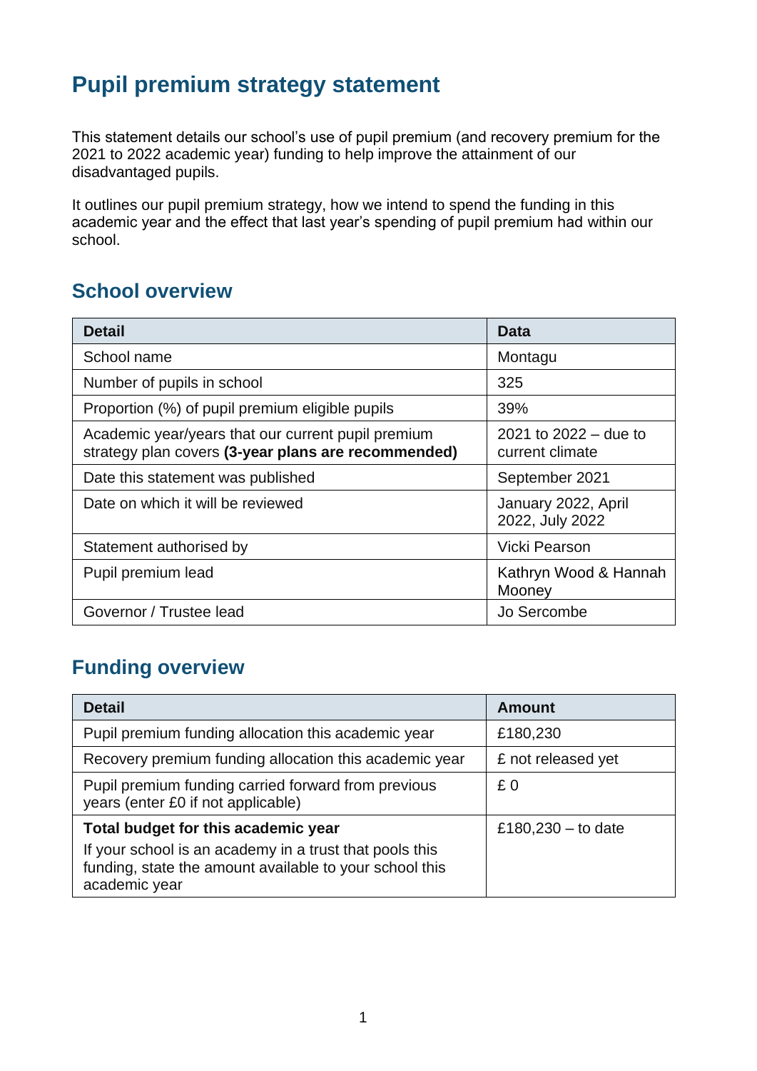# Pupil premium strategy statement

This statement details our school's use of pupil premium (and recovery premium for the 2021 to 2022 academic year) funding to help improve the attainment of our disadvantaged pupils.

It outlines our pupil premium strategy, how we intend to spend the funding in this academic year and the effect that last year's spending of pupil premium had within our school.

## School overview

| Detail | Data |
|---|---|
| School name | Montagu |
| Number of pupils in school | 325 |
| Proportion (%) of pupil premium eligible pupils | 39% |
| Academic year/years that our current pupil premium strategy plan covers **(3-year plans are recommended)** | 2021 to 2022 – due to current climate |
| Date this statement was published | September 2021 |
| Date on which it will be reviewed | January 2022, April 2022, July 2022 |
| Statement authorised by | Vicki Pearson |
| Pupil premium lead | Kathryn Wood & Hannah Mooney |
| Governor / Trustee lead | Jo Sercombe |

## Funding overview

| Detail | Amount |
|---|---|
| Pupil premium funding allocation this academic year | £180,230 |
| Recovery premium funding allocation this academic year | £ not released yet |
| Pupil premium funding carried forward from previous years (enter £0 if not applicable) | £ 0 |
| **Total budget for this academic year**<br>If your school is an academy in a trust that pools this funding, state the amount available to your school this academic year | £180,230 – to date |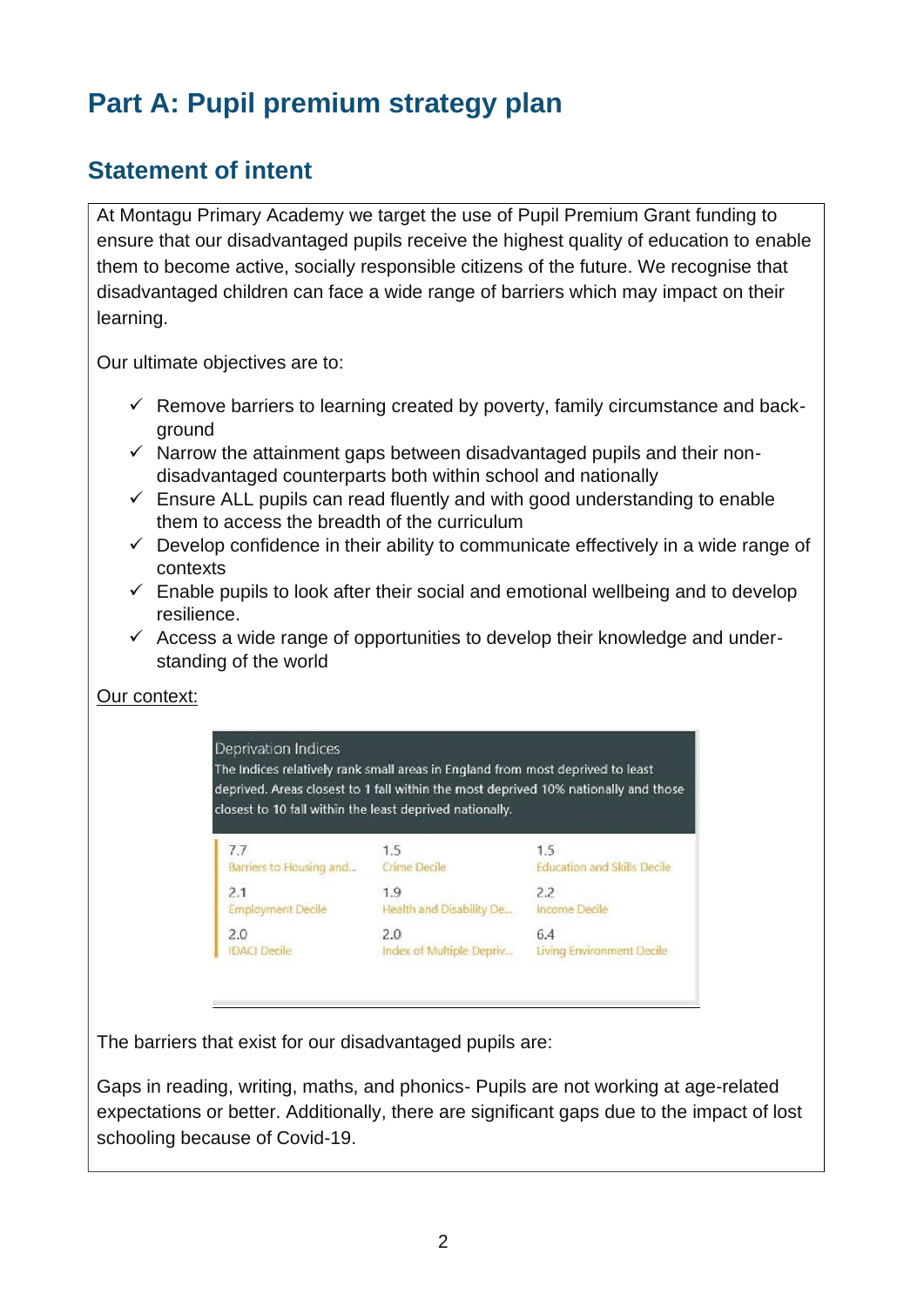# Part A: Pupil premium strategy plan

## Statement of intent

At Montagu Primary Academy we target the use of Pupil Premium Grant funding to ensure that our disadvantaged pupils receive the highest quality of education to enable them to become active, socially responsible citizens of the future. We recognise that disadvantaged children can face a wide range of barriers which may impact on their learning.

Our ultimate objectives are to:

- ✓ Remove barriers to learning created by poverty, family circumstance and back-ground
- ✓ Narrow the attainment gaps between disadvantaged pupils and their non-disadvantaged counterparts both within school and nationally
- ✓ Ensure ALL pupils can read fluently and with good understanding to enable them to access the breadth of the curriculum
- ✓ Develop confidence in their ability to communicate effectively in a wide range of contexts
- ✓ Enable pupils to look after their social and emotional wellbeing and to develop resilience.
- ✓ Access a wide range of opportunities to develop their knowledge and under-standing of the world

Our context:

**Deprivation Indices**

The Indices relatively rank small areas in England from most deprived to least deprived. Areas closest to 1 fall within the most deprived 10% nationally and those closest to 10 fall within the least deprived nationally.

| | | |
|---|---|---|
| 7.7 Barriers to Housing and... | 1.5 Crime Decile | 1.5 Education and Skills Decile |
| 2.1 Employment Decile | 1.9 Health and Disability De... | 2.2 Income Decile |
| 2.0 IDACI Decile | 2.0 Index of Multiple Depriv... | 6.4 Living Environment Decile |

The barriers that exist for our disadvantaged pupils are:

Gaps in reading, writing, maths, and phonics- Pupils are not working at age-related expectations or better. Additionally, there are significant gaps due to the impact of lost schooling because of Covid-19.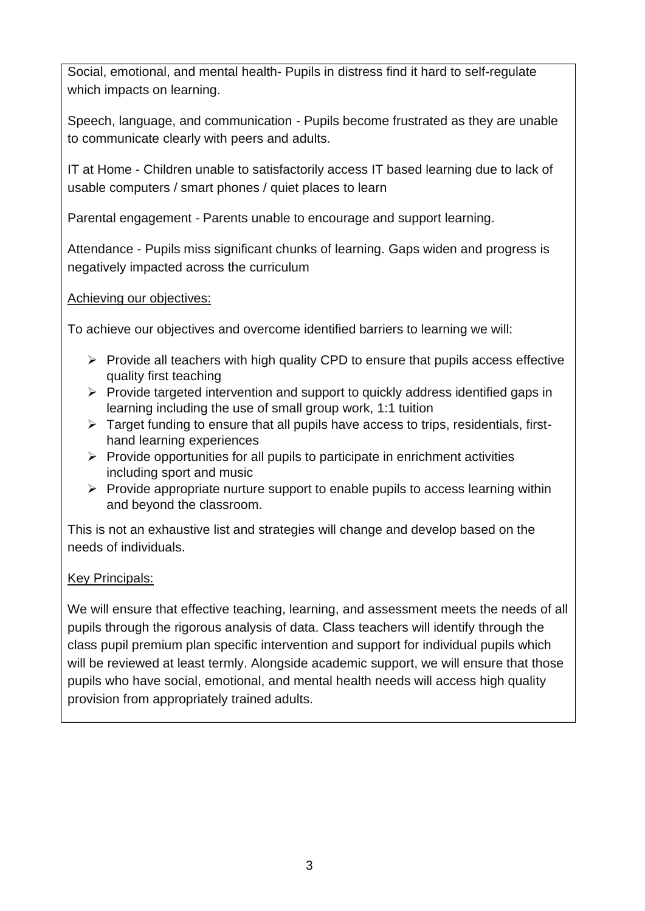Social, emotional, and mental health- Pupils in distress find it hard to self-regulate which impacts on learning.

Speech, language, and communication - Pupils become frustrated as they are unable to communicate clearly with peers and adults.

IT at Home - Children unable to satisfactorily access IT based learning due to lack of usable computers / smart phones / quiet places to learn

Parental engagement - Parents unable to encourage and support learning.

Attendance - Pupils miss significant chunks of learning. Gaps widen and progress is negatively impacted across the curriculum

Achieving our objectives:

To achieve our objectives and overcome identified barriers to learning we will:

- Provide all teachers with high quality CPD to ensure that pupils access effective quality first teaching
- Provide targeted intervention and support to quickly address identified gaps in learning including the use of small group work, 1:1 tuition
- Target funding to ensure that all pupils have access to trips, residentials, first-hand learning experiences
- Provide opportunities for all pupils to participate in enrichment activities including sport and music
- Provide appropriate nurture support to enable pupils to access learning within and beyond the classroom.

This is not an exhaustive list and strategies will change and develop based on the needs of individuals.

Key Principals:

We will ensure that effective teaching, learning, and assessment meets the needs of all pupils through the rigorous analysis of data. Class teachers will identify through the class pupil premium plan specific intervention and support for individual pupils which will be reviewed at least termly. Alongside academic support, we will ensure that those pupils who have social, emotional, and mental health needs will access high quality provision from appropriately trained adults.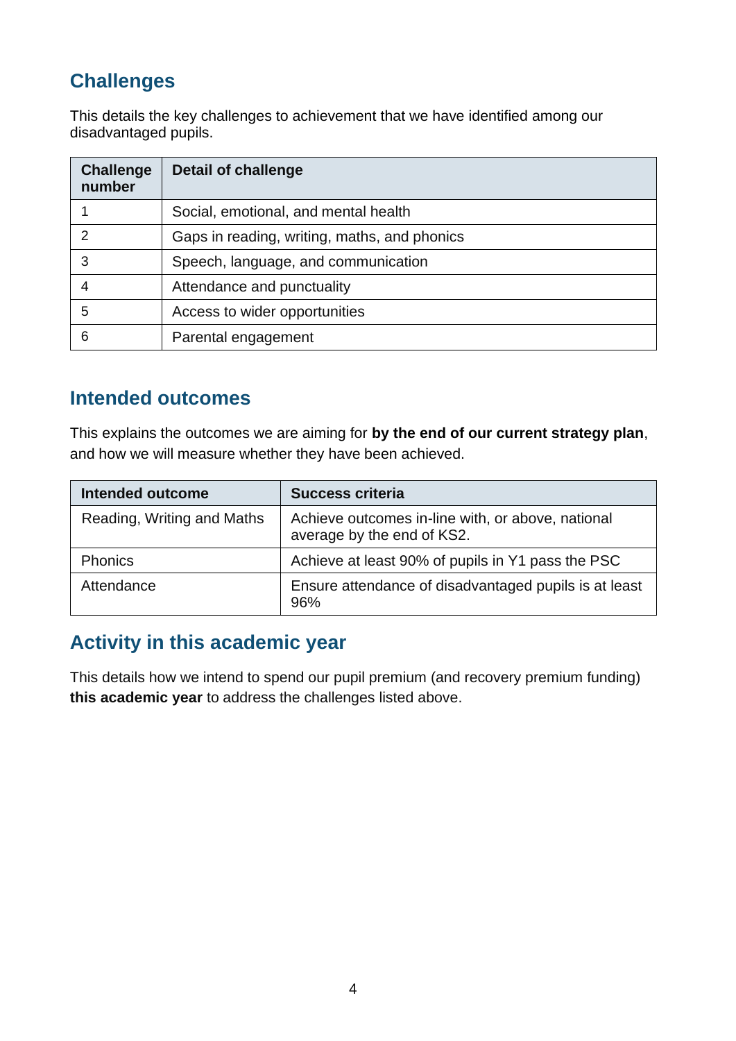## Challenges

This details the key challenges to achievement that we have identified among our disadvantaged pupils.

| Challenge number | Detail of challenge |
|---|---|
| 1 | Social, emotional, and mental health |
| 2 | Gaps in reading, writing, maths, and phonics |
| 3 | Speech, language, and communication |
| 4 | Attendance and punctuality |
| 5 | Access to wider opportunities |
| 6 | Parental engagement |

## Intended outcomes

This explains the outcomes we are aiming for **by the end of our current strategy plan**, and how we will measure whether they have been achieved.

| Intended outcome | Success criteria |
|---|---|
| Reading, Writing and Maths | Achieve outcomes in-line with, or above, national average by the end of KS2. |
| Phonics | Achieve at least 90% of pupils in Y1 pass the PSC |
| Attendance | Ensure attendance of disadvantaged pupils is at least 96% |

## Activity in this academic year

This details how we intend to spend our pupil premium (and recovery premium funding) **this academic year** to address the challenges listed above.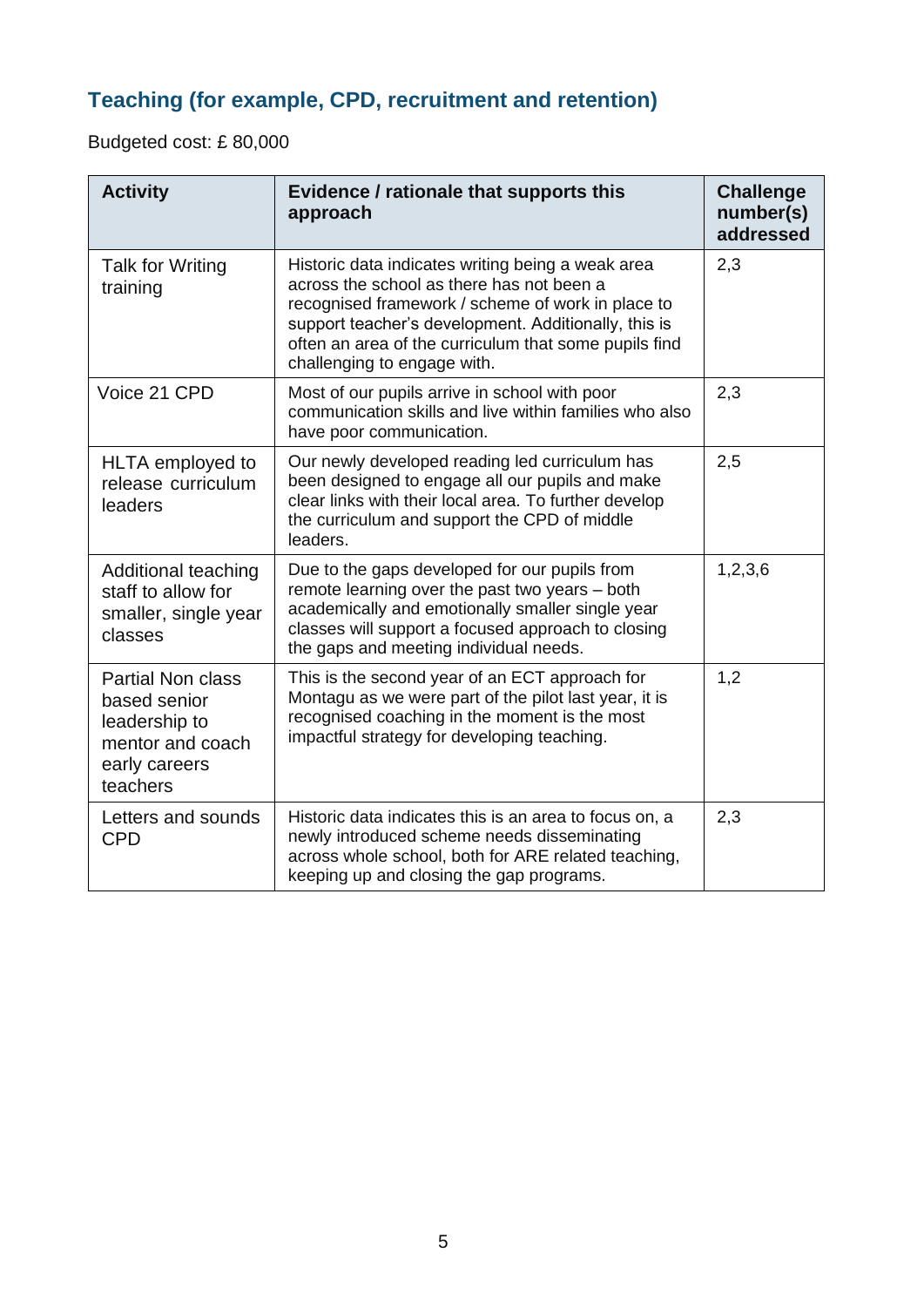## Teaching (for example, CPD, recruitment and retention)

Budgeted cost: £ 80,000

| Activity | Evidence / rationale that supports this approach | Challenge number(s) addressed |
|---|---|---|
| Talk for Writing training | Historic data indicates writing being a weak area across the school as there has not been a recognised framework / scheme of work in place to support teacher's development. Additionally, this is often an area of the curriculum that some pupils find challenging to engage with. | 2,3 |
| Voice 21 CPD | Most of our pupils arrive in school with poor communication skills and live within families who also have poor communication. | 2,3 |
| HLTA employed to release curriculum leaders | Our newly developed reading led curriculum has been designed to engage all our pupils and make clear links with their local area. To further develop the curriculum and support the CPD of middle leaders. | 2,5 |
| Additional teaching staff to allow for smaller, single year classes | Due to the gaps developed for our pupils from remote learning over the past two years – both academically and emotionally smaller single year classes will support a focused approach to closing the gaps and meeting individual needs. | 1,2,3,6 |
| Partial Non class based senior leadership to mentor and coach early careers teachers | This is the second year of an ECT approach for Montagu as we were part of the pilot last year, it is recognised coaching in the moment is the most impactful strategy for developing teaching. | 1,2 |
| Letters and sounds CPD | Historic data indicates this is an area to focus on, a newly introduced scheme needs disseminating across whole school, both for ARE related teaching, keeping up and closing the gap programs. | 2,3 |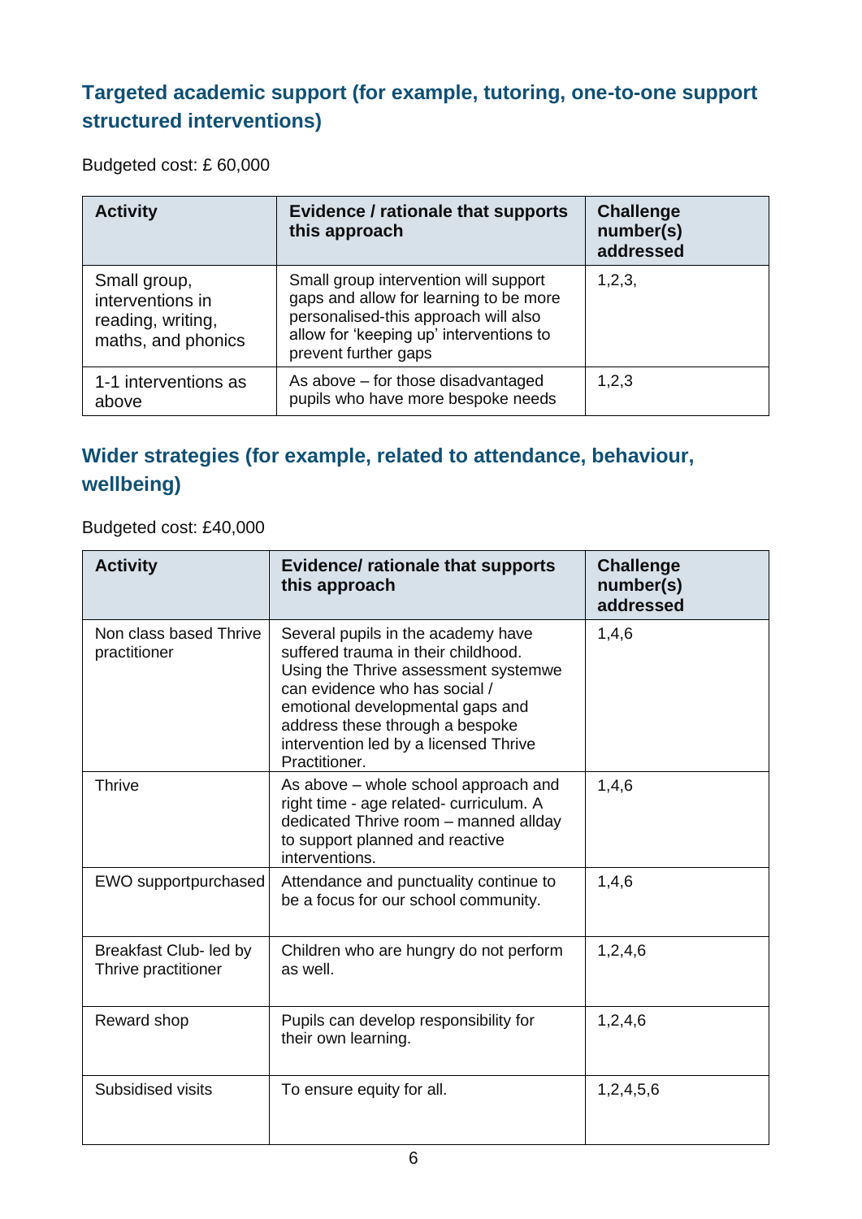## Targeted academic support (for example, tutoring, one-to-one support structured interventions)

Budgeted cost: £ 60,000

| Activity | Evidence / rationale that supports this approach | Challenge number(s) addressed |
|---|---|---|
| Small group, interventions in reading, writing, maths, and phonics | Small group intervention will support gaps and allow for learning to be more personalised-this approach will also allow for 'keeping up' interventions to prevent further gaps | 1,2,3, |
| 1-1 interventions as above | As above – for those disadvantaged pupils who have more bespoke needs | 1,2,3 |

## Wider strategies (for example, related to attendance, behaviour, wellbeing)

Budgeted cost: £40,000

| Activity | Evidence/ rationale that supports this approach | Challenge number(s) addressed |
|---|---|---|
| Non class based Thrive practitioner | Several pupils in the academy have suffered trauma in their childhood. Using the Thrive assessment systemwe can evidence who has social / emotional developmental gaps and address these through a bespoke intervention led by a licensed Thrive Practitioner. | 1,4,6 |
| Thrive | As above – whole school approach and right time - age related- curriculum. A dedicated Thrive room – manned allday to support planned and reactive interventions. | 1,4,6 |
| EWO supportpurchased | Attendance and punctuality continue to be a focus for our school community. | 1,4,6 |
| Breakfast Club- led by Thrive practitioner | Children who are hungry do not perform as well. | 1,2,4,6 |
| Reward shop | Pupils can develop responsibility for their own learning. | 1,2,4,6 |
| Subsidised visits | To ensure equity for all. | 1,2,4,5,6 |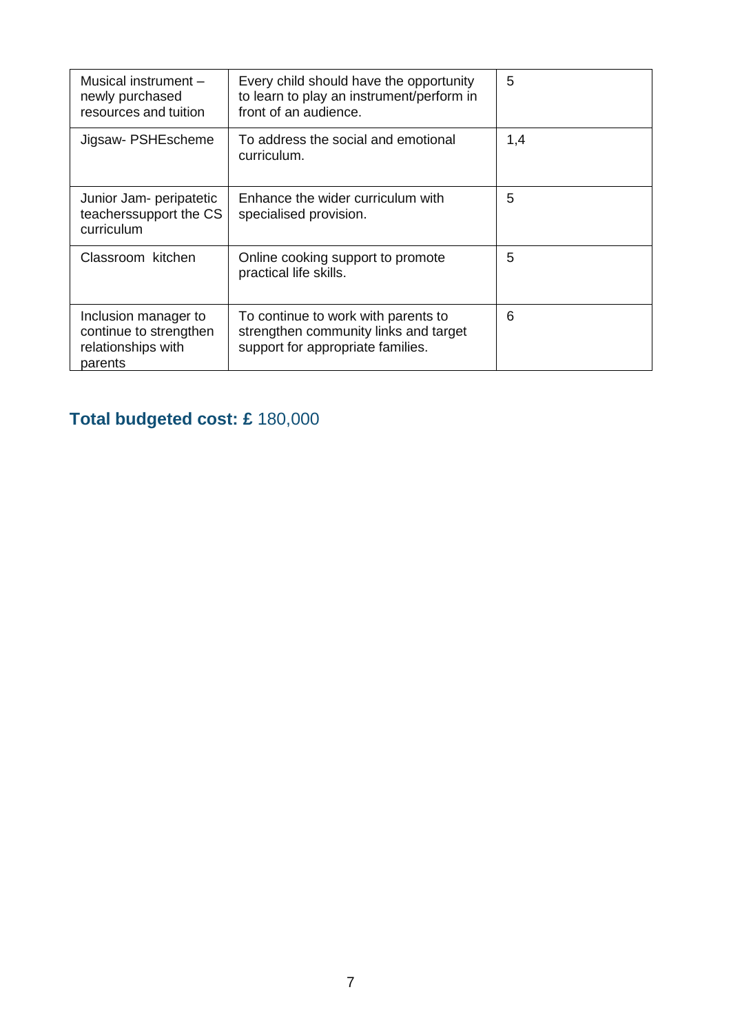| | | |
|---|---|---|
| Musical instrument – newly purchased resources and tuition | Every child should have the opportunity to learn to play an instrument/perform in front of an audience. | 5 |
| Jigsaw- PSHEscheme | To address the social and emotional curriculum. | 1,4 |
| Junior Jam- peripatetic teacherssupport the CS curriculum | Enhance the wider curriculum with specialised provision. | 5 |
| Classroom  kitchen | Online cooking support to promote practical life skills. | 5 |
| Inclusion manager to continue to strengthen relationships with parents | To continue to work with parents to strengthen community links and target support for appropriate families. | 6 |

## **Total budgeted cost: £** 180,000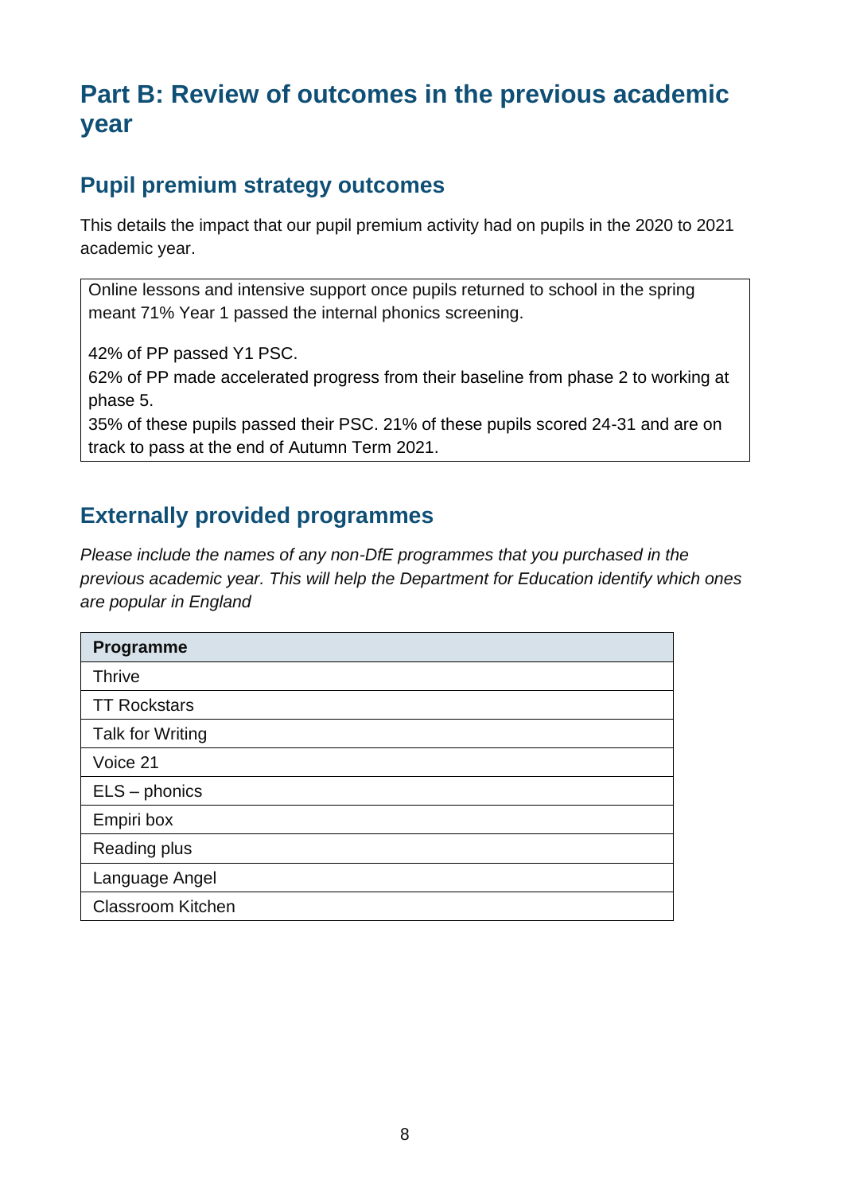# Part B: Review of outcomes in the previous academic year

## Pupil premium strategy outcomes

This details the impact that our pupil premium activity had on pupils in the 2020 to 2021 academic year.

| |
|---|
| Online lessons and intensive support once pupils returned to school in the spring meant 71% Year 1 passed the internal phonics screening.<br><br>42% of PP passed Y1 PSC.<br>62% of PP made accelerated progress from their baseline from phase 2 to working at phase 5.<br>35% of these pupils passed their PSC. 21% of these pupils scored 24-31 and are on track to pass at the end of Autumn Term 2021. |

## Externally provided programmes

*Please include the names of any non-DfE programmes that you purchased in the previous academic year. This will help the Department for Education identify which ones are popular in England*

| Programme |
|---|
| Thrive |
| TT Rockstars |
| Talk for Writing |
| Voice 21 |
| ELS – phonics |
| Empiri box |
| Reading plus |
| Language Angel |
| Classroom Kitchen |